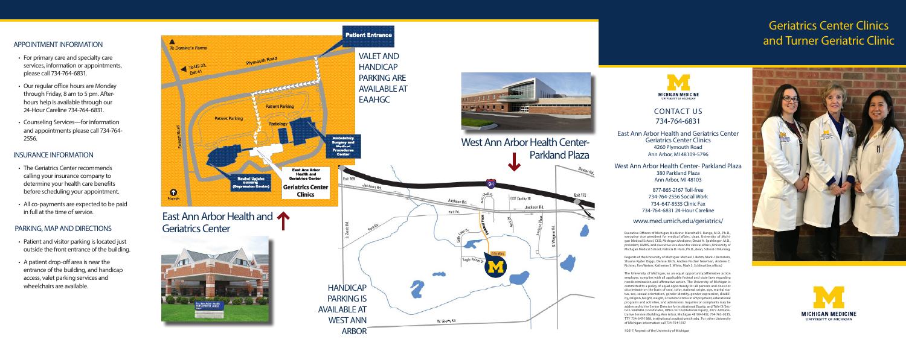## APPOINTMENT INFORMATION

- For primary care and specialty care services, information or appointments, please call 734-764-6831.
- Our regular office hours are Monday through Friday, 8 am to 5 pm. After-hours help is available through our 24-Hour Careline 734-764-6831.
- Counseling Services—for information and appointments please call 734-764-2556.

## INSURANCE INFORMATION

- The Geriatrics Center recommends calling your insurance company to determine your health care benefits before scheduling your appointment.
- All co-payments are expected to be paid in full at the time of service.

## PARKING, MAP AND DIRECTIONS

- Patient and visitor parking is located just outside the front entrance of the building.
- A patient drop-off area is near the entrance of the building, and handicap access, valet parking services and wheelchairs are available.

VALET AND HANDICAP PARKING ARE AVAILABLE AT EAAHGC

## East Ann Arbor Health and Geriatrics Center

## West Ann Arbor Health Center- Parkland Plaza

HANDICAP PARKING IS AVAILABLE AT WEST ANN ARBOR

# Geriatrics Center Clinics and Turner Geriatric Clinic

MICHIGAN MEDICINE
UNIVERSITY OF MICHIGAN

## CONTACT US
734-764-6831

**East Ann Arbor Health and Geriatrics Center**
Geriatrics Center Clinics
4260 Plymouth Road
Ann Arbor, MI 48109-5796

**West Ann Arbor Health Center- Parkland Plaza**
380 Parkland Plaza
Ann Arbor, MI 48103

877-865-2167 Toll-free
734-764-2556 Social Work
734-647-8535 Clinic Fax
734-764-6831 24-Hour Careline

www.med.umich.edu/geriatrics/

Executive Officers of Michigan Medicine: Marschall S. Runge, M.D., Ph.D., executive vice president for medical affairs, dean, University of Michigan Medical School, CEO, Michigan Medicine; David A. Spahlinger, M.D., president, UMHS, and executive vice dean for clinical affairs, University of Michigan Medical School; Patricia D. Hurn, Ph.D., dean, School of Nursing.

Regents of the University of Michigan: Michael J. Behm, Mark J. Bernstein, Shauna Ryder Diggs, Denise Ilitch, Andrea Fischer Newman, Andrew C. Richner, Ron Weiser, Katherine E. White, Mark S. Schlissel (ex officio)

The University of Michigan, as an equal opportunity/affirmative action employer, complies with all applicable federal and state laws regarding nondiscrimination and affirmative action. The University of Michigan is committed to a policy of equal opportunity for all persons and does not discriminate on the basis of race, color, national origin, age, marital status, sex, sexual orientation, gender identity, gender expression, disability, religion, height, weight, or veteran status in employment, educational programs and activities, and admissions. Inquiries or complaints may be addressed to the Senior Director for Institutional Equity, and Title IX/Section 504/ADA Coordinator, Office for Institutional Equity, 2072 Administrative Services Building, Ann Arbor, Michigan 48109-1432, 734-763-0235, TTY 734-647-1388, institutional.equity@umich.edu. For other University of Michigan information call 734-764-1817.

©2017, Regents of the University of Michigan

MICHIGAN MEDICINE
UNIVERSITY OF MICHIGAN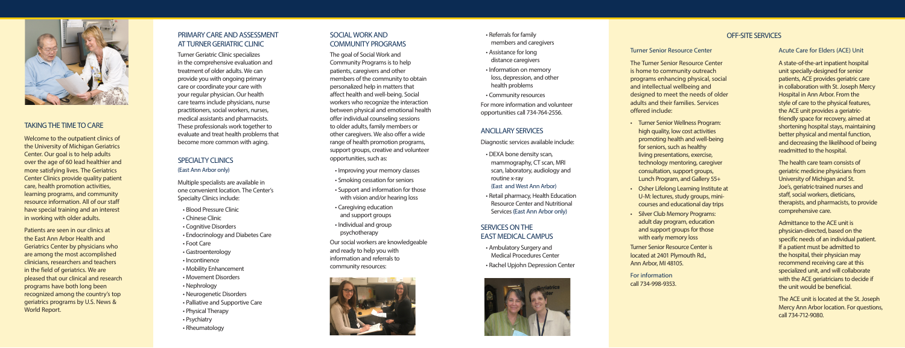## TAKING THE TIME TO CARE

Welcome to the outpatient clinics of the University of Michigan Geriatrics Center. Our goal is to help adults over the age of 60 lead healthier and more satisfying lives. The Geriatrics Center Clinics provide quality patient care, health promotion activities, learning programs, and community resource information. All of our staff have special training and an interest in working with older adults.

Patients are seen in our clinics at the East Ann Arbor Health and Geriatrics Center by physicians who are among the most accomplished clinicians, researchers and teachers in the field of geriatrics. We are pleased that our clinical and research programs have both long been recognized among the country's top geriatrics programs by U.S. News & World Report.

## PRIMARY CARE AND ASSESSMENT AT TURNER GERIATRIC CLINIC

Turner Geriatric Clinic specializes in the comprehensive evaluation and treatment of older adults. We can provide you with ongoing primary care or coordinate your care with your regular physician. Our health care teams include physicians, nurse practitioners, social workers, nurses, medical assistants and pharmacists. These professionals work together to evaluate and treat health problems that become more common with aging.

## SPECIALTY CLINICS

(East Ann Arbor only)

Multiple specialists are available in one convenient location. The Center's Specialty Clinics include:

- Blood Pressure Clinic
- Chinese Clinic
- Cognitive Disorders
- Endocrinology and Diabetes Care
- Foot Care
- Gastroenterology
- Incontinence
- Mobility Enhancement
- Movement Disorders
- Nephrology
- Neurogenetic Disorders
- Palliative and Supportive Care
- Physical Therapy
- Psychiatry
- Rheumatology

## SOCIAL WORK AND COMMUNITY PROGRAMS

The goal of Social Work and Community Programs is to help patients, caregivers and other members of the community to obtain personalized help in matters that affect health and well-being. Social workers who recognize the interaction between physical and emotional health offer individual counseling sessions to older adults, family members or other caregivers. We also offer a wide range of health promotion programs, support groups, creative and volunteer opportunities, such as:

- Improving your memory classes
- Smoking cessation for seniors
- Support and information for those with vision and/or hearing loss
- Caregiving education and support groups
- Individual and group psychotherapy

Our social workers are knowledgeable and ready to help you with information and referrals to community resources:

- Referrals for family members and caregivers
- Assistance for long distance caregivers
- Information on memory loss, depression, and other health problems
- Community resources

For more information and volunteer opportunities call 734-764-2556.

## ANCILLARY SERVICES

Diagnostic services available include:

- DEXA bone density scan, mammography, CT scan, MRI scan, laboratory, audiology and routine x-ray (East and West Ann Arbor)
- Retail pharmacy, Health Education Resource Center and Nutritional Services (East Ann Arbor only)

## SERVICES ON THE EAST MEDICAL CAMPUS

- Ambulatory Surgery and Medical Procedures Center
- Rachel Upjohn Depression Center

## OFF-SITE SERVICES

### Turner Senior Resource Center

The Turner Senior Resource Center is home to community outreach programs enhancing physical, social and intellectual wellbeing and designed to meet the needs of older adults and their families. Services offered include:

- Turner Senior Wellness Program: high quality, low cost activities promoting health and well-being for seniors, such as healthy living presentations, exercise, technology mentoring, caregiver consultation, support groups, Lunch Program, and Gallery 55+
- Osher Lifelong Learning Institute at U-M: lectures, study groups, mini-courses and educational day trips
- Silver Club Memory Programs: adult day program, education and support groups for those with early memory loss

Turner Senior Resource Center is located at 2401 Plymouth Rd., Ann Arbor, MI 48105.

For information call 734-998-9353.

### Acute Care for Elders (ACE) Unit

A state-of-the-art inpatient hospital unit specially-designed for senior patients, ACE provides geriatric care in collaboration with St. Joseph Mercy Hospital in Ann Arbor. From the style of care to the physical features, the ACE unit provides a geriatric-friendly space for recovery, aimed at shortening hospital stays, maintaining better physical and mental function, and decreasing the likelihood of being readmitted to the hospital.

The health care team consists of geriatric medicine physicians from University of Michigan and St. Joe's, geriatric-trained nurses and staff, social workers, dieticians, therapists, and pharmacists, to provide comprehensive care.

Admittance to the ACE unit is physician-directed, based on the specific needs of an individual patient. If a patient must be admitted to the hospital, their physician may recommend receiving care at this specialized unit, and will collaborate with the ACE geriatricians to decide if the unit would be beneficial.

The ACE unit is located at the St. Joseph Mercy Ann Arbor location. For questions, call 734-712-9080.